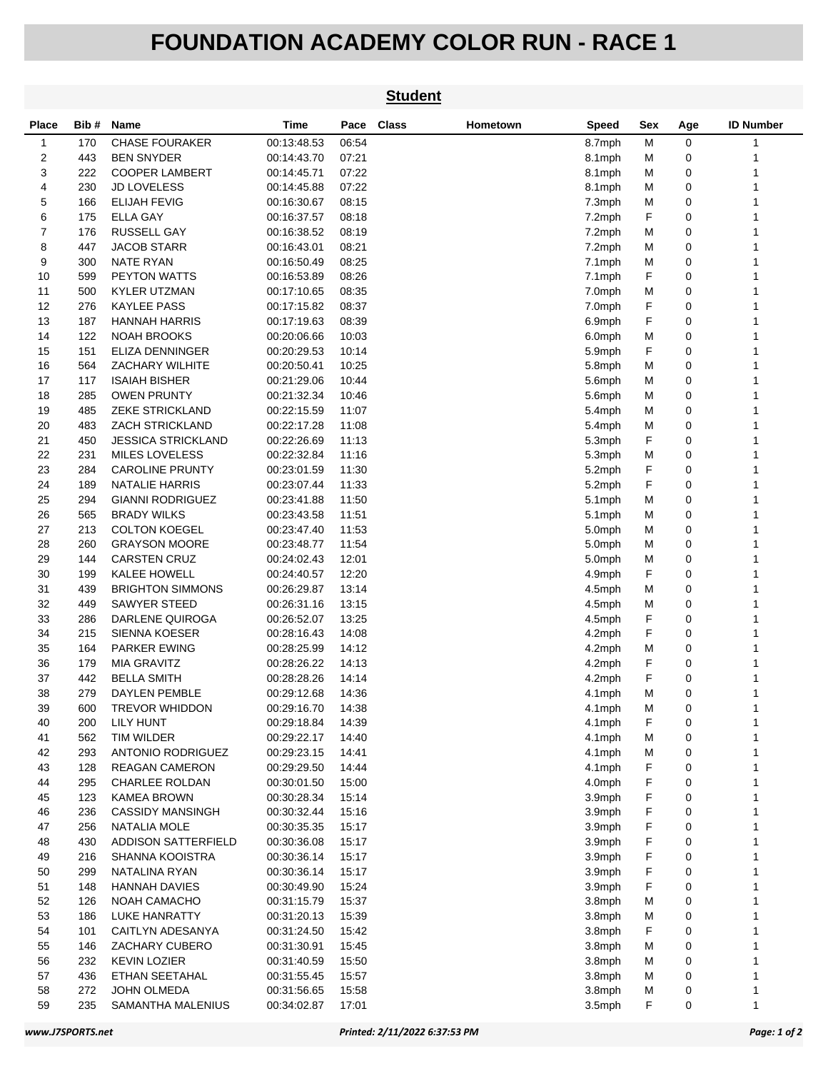# FOUNDATION ACADEMY COLOR RUN - RACE 1

## Student

| Place | Bib # | Name | Time | Pace | Class | Hometown | Speed | Sex | Age | ID Number |
|---|---|---|---|---|---|---|---|---|---|---|
| 1 | 170 | CHASE FOURAKER | 00:13:48.53 | 06:54 | | | 8.7mph | M | 0 | 1 |
| 2 | 443 | BEN SNYDER | 00:14:43.70 | 07:21 | | | 8.1mph | M | 0 | 1 |
| 3 | 222 | COOPER LAMBERT | 00:14:45.71 | 07:22 | | | 8.1mph | M | 0 | 1 |
| 4 | 230 | JD LOVELESS | 00:14:45.88 | 07:22 | | | 8.1mph | M | 0 | 1 |
| 5 | 166 | ELIJAH FEVIG | 00:16:30.67 | 08:15 | | | 7.3mph | M | 0 | 1 |
| 6 | 175 | ELLA GAY | 00:16:37.57 | 08:18 | | | 7.2mph | F | 0 | 1 |
| 7 | 176 | RUSSELL GAY | 00:16:38.52 | 08:19 | | | 7.2mph | M | 0 | 1 |
| 8 | 447 | JACOB STARR | 00:16:43.01 | 08:21 | | | 7.2mph | M | 0 | 1 |
| 9 | 300 | NATE RYAN | 00:16:50.49 | 08:25 | | | 7.1mph | M | 0 | 1 |
| 10 | 599 | PEYTON WATTS | 00:16:53.89 | 08:26 | | | 7.1mph | F | 0 | 1 |
| 11 | 500 | KYLER UTZMAN | 00:17:10.65 | 08:35 | | | 7.0mph | M | 0 | 1 |
| 12 | 276 | KAYLEE PASS | 00:17:15.82 | 08:37 | | | 7.0mph | F | 0 | 1 |
| 13 | 187 | HANNAH HARRIS | 00:17:19.63 | 08:39 | | | 6.9mph | F | 0 | 1 |
| 14 | 122 | NOAH BROOKS | 00:20:06.66 | 10:03 | | | 6.0mph | M | 0 | 1 |
| 15 | 151 | ELIZA DENNINGER | 00:20:29.53 | 10:14 | | | 5.9mph | F | 0 | 1 |
| 16 | 564 | ZACHARY WILHITE | 00:20:50.41 | 10:25 | | | 5.8mph | M | 0 | 1 |
| 17 | 117 | ISAIAH BISHER | 00:21:29.06 | 10:44 | | | 5.6mph | M | 0 | 1 |
| 18 | 285 | OWEN PRUNTY | 00:21:32.34 | 10:46 | | | 5.6mph | M | 0 | 1 |
| 19 | 485 | ZEKE STRICKLAND | 00:22:15.59 | 11:07 | | | 5.4mph | M | 0 | 1 |
| 20 | 483 | ZACH STRICKLAND | 00:22:17.28 | 11:08 | | | 5.4mph | M | 0 | 1 |
| 21 | 450 | JESSICA STRICKLAND | 00:22:26.69 | 11:13 | | | 5.3mph | F | 0 | 1 |
| 22 | 231 | MILES LOVELESS | 00:22:32.84 | 11:16 | | | 5.3mph | M | 0 | 1 |
| 23 | 284 | CAROLINE PRUNTY | 00:23:01.59 | 11:30 | | | 5.2mph | F | 0 | 1 |
| 24 | 189 | NATALIE HARRIS | 00:23:07.44 | 11:33 | | | 5.2mph | F | 0 | 1 |
| 25 | 294 | GIANNI RODRIGUEZ | 00:23:41.88 | 11:50 | | | 5.1mph | M | 0 | 1 |
| 26 | 565 | BRADY WILKS | 00:23:43.58 | 11:51 | | | 5.1mph | M | 0 | 1 |
| 27 | 213 | COLTON KOEGEL | 00:23:47.40 | 11:53 | | | 5.0mph | M | 0 | 1 |
| 28 | 260 | GRAYSON MOORE | 00:23:48.77 | 11:54 | | | 5.0mph | M | 0 | 1 |
| 29 | 144 | CARSTEN CRUZ | 00:24:02.43 | 12:01 | | | 5.0mph | M | 0 | 1 |
| 30 | 199 | KALEE HOWELL | 00:24:40.57 | 12:20 | | | 4.9mph | F | 0 | 1 |
| 31 | 439 | BRIGHTON SIMMONS | 00:26:29.87 | 13:14 | | | 4.5mph | M | 0 | 1 |
| 32 | 449 | SAWYER STEED | 00:26:31.16 | 13:15 | | | 4.5mph | M | 0 | 1 |
| 33 | 286 | DARLENE QUIROGA | 00:26:52.07 | 13:25 | | | 4.5mph | F | 0 | 1 |
| 34 | 215 | SIENNA KOESER | 00:28:16.43 | 14:08 | | | 4.2mph | F | 0 | 1 |
| 35 | 164 | PARKER EWING | 00:28:25.99 | 14:12 | | | 4.2mph | M | 0 | 1 |
| 36 | 179 | MIA GRAVITZ | 00:28:26.22 | 14:13 | | | 4.2mph | F | 0 | 1 |
| 37 | 442 | BELLA SMITH | 00:28:28.26 | 14:14 | | | 4.2mph | F | 0 | 1 |
| 38 | 279 | DAYLEN PEMBLE | 00:29:12.68 | 14:36 | | | 4.1mph | M | 0 | 1 |
| 39 | 600 | TREVOR WHIDDON | 00:29:16.70 | 14:38 | | | 4.1mph | M | 0 | 1 |
| 40 | 200 | LILY HUNT | 00:29:18.84 | 14:39 | | | 4.1mph | F | 0 | 1 |
| 41 | 562 | TIM WILDER | 00:29:22.17 | 14:40 | | | 4.1mph | M | 0 | 1 |
| 42 | 293 | ANTONIO RODRIGUEZ | 00:29:23.15 | 14:41 | | | 4.1mph | M | 0 | 1 |
| 43 | 128 | REAGAN CAMERON | 00:29:29.50 | 14:44 | | | 4.1mph | F | 0 | 1 |
| 44 | 295 | CHARLEE ROLDAN | 00:30:01.50 | 15:00 | | | 4.0mph | F | 0 | 1 |
| 45 | 123 | KAMEA BROWN | 00:30:28.34 | 15:14 | | | 3.9mph | F | 0 | 1 |
| 46 | 236 | CASSIDY MANSINGH | 00:30:32.44 | 15:16 | | | 3.9mph | F | 0 | 1 |
| 47 | 256 | NATALIA MOLE | 00:30:35.35 | 15:17 | | | 3.9mph | F | 0 | 1 |
| 48 | 430 | ADDISON SATTERFIELD | 00:30:36.08 | 15:17 | | | 3.9mph | F | 0 | 1 |
| 49 | 216 | SHANNA KOOISTRA | 00:30:36.14 | 15:17 | | | 3.9mph | F | 0 | 1 |
| 50 | 299 | NATALINA RYAN | 00:30:36.14 | 15:17 | | | 3.9mph | F | 0 | 1 |
| 51 | 148 | HANNAH DAVIES | 00:30:49.90 | 15:24 | | | 3.9mph | F | 0 | 1 |
| 52 | 126 | NOAH CAMACHO | 00:31:15.79 | 15:37 | | | 3.8mph | M | 0 | 1 |
| 53 | 186 | LUKE HANRATTY | 00:31:20.13 | 15:39 | | | 3.8mph | M | 0 | 1 |
| 54 | 101 | CAITLYN ADESANYA | 00:31:24.50 | 15:42 | | | 3.8mph | F | 0 | 1 |
| 55 | 146 | ZACHARY CUBERO | 00:31:30.91 | 15:45 | | | 3.8mph | M | 0 | 1 |
| 56 | 232 | KEVIN LOZIER | 00:31:40.59 | 15:50 | | | 3.8mph | M | 0 | 1 |
| 57 | 436 | ETHAN SEETAHAL | 00:31:55.45 | 15:57 | | | 3.8mph | M | 0 | 1 |
| 58 | 272 | JOHN OLMEDA | 00:31:56.65 | 15:58 | | | 3.8mph | M | 0 | 1 |
| 59 | 235 | SAMANTHA MALENIUS | 00:34:02.87 | 17:01 | | | 3.5mph | F | 0 | 1 |

www.J7SPORTS.net — Printed: 2/11/2022 6:37:53 PM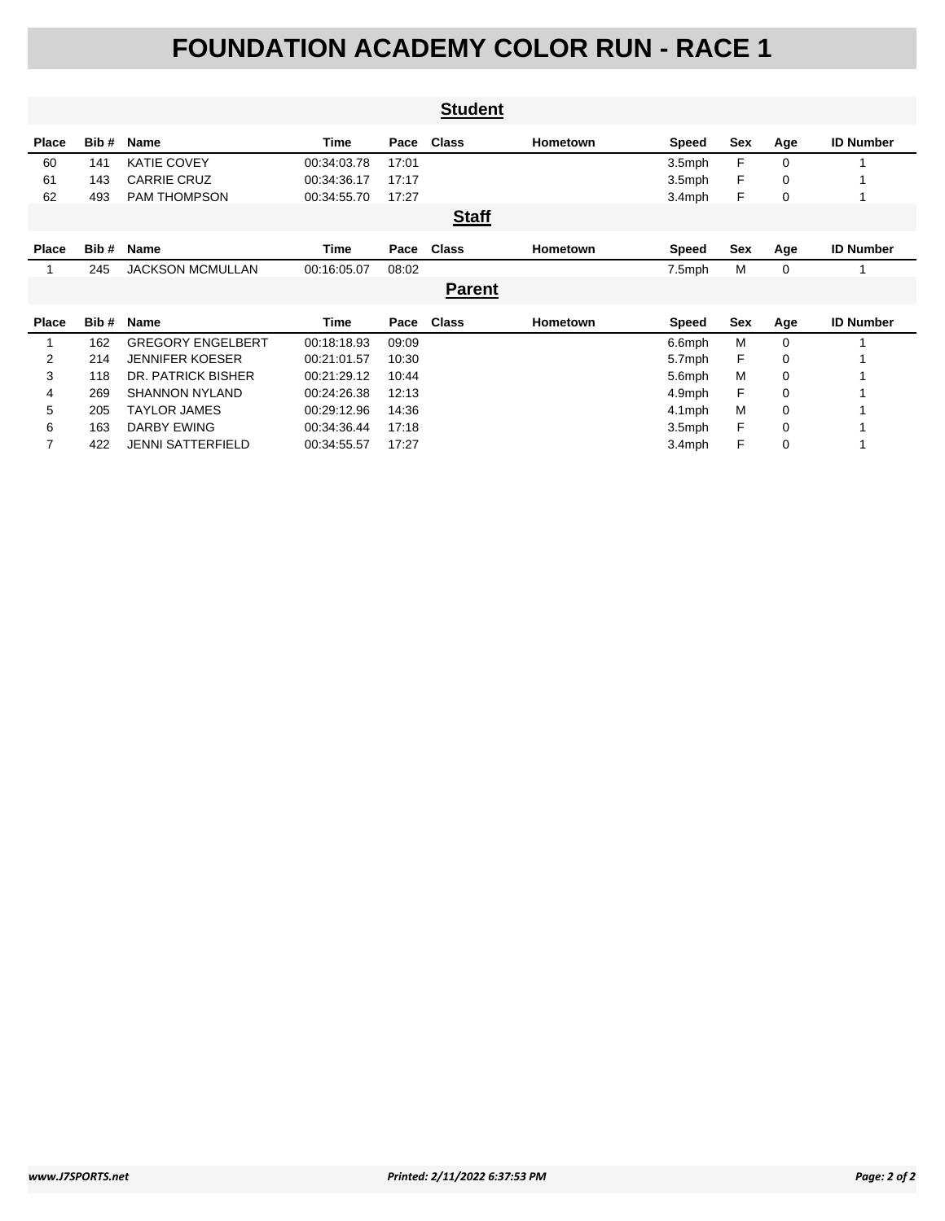# FOUNDATION ACADEMY COLOR RUN - RACE 1

## Student

| Place | Bib # | Name | Time | Pace | Class | Hometown | Speed | Sex | Age | ID Number |
|---|---|---|---|---|---|---|---|---|---|---|
| 60 | 141 | KATIE COVEY | 00:34:03.78 | 17:01 | | | 3.5mph | F | 0 | 1 |
| 61 | 143 | CARRIE CRUZ | 00:34:36.17 | 17:17 | | | 3.5mph | F | 0 | 1 |
| 62 | 493 | PAM THOMPSON | 00:34:55.70 | 17:27 | | | 3.4mph | F | 0 | 1 |

## Staff

| Place | Bib # | Name | Time | Pace | Class | Hometown | Speed | Sex | Age | ID Number |
|---|---|---|---|---|---|---|---|---|---|---|
| 1 | 245 | JACKSON MCMULLAN | 00:16:05.07 | 08:02 | | | 7.5mph | M | 0 | 1 |

## Parent

| Place | Bib # | Name | Time | Pace | Class | Hometown | Speed | Sex | Age | ID Number |
|---|---|---|---|---|---|---|---|---|---|---|
| 1 | 162 | GREGORY ENGELBERT | 00:18:18.93 | 09:09 | | | 6.6mph | M | 0 | 1 |
| 2 | 214 | JENNIFER KOESER | 00:21:01.57 | 10:30 | | | 5.7mph | F | 0 | 1 |
| 3 | 118 | DR. PATRICK BISHER | 00:21:29.12 | 10:44 | | | 5.6mph | M | 0 | 1 |
| 4 | 269 | SHANNON NYLAND | 00:24:26.38 | 12:13 | | | 4.9mph | F | 0 | 1 |
| 5 | 205 | TAYLOR JAMES | 00:29:12.96 | 14:36 | | | 4.1mph | M | 0 | 1 |
| 6 | 163 | DARBY EWING | 00:34:36.44 | 17:18 | | | 3.5mph | F | 0 | 1 |
| 7 | 422 | JENNI SATTERFIELD | 00:34:55.57 | 17:27 | | | 3.4mph | F | 0 | 1 |

*www.J7SPORTS.net* *Printed: 2/11/2022 6:37:53 PM*